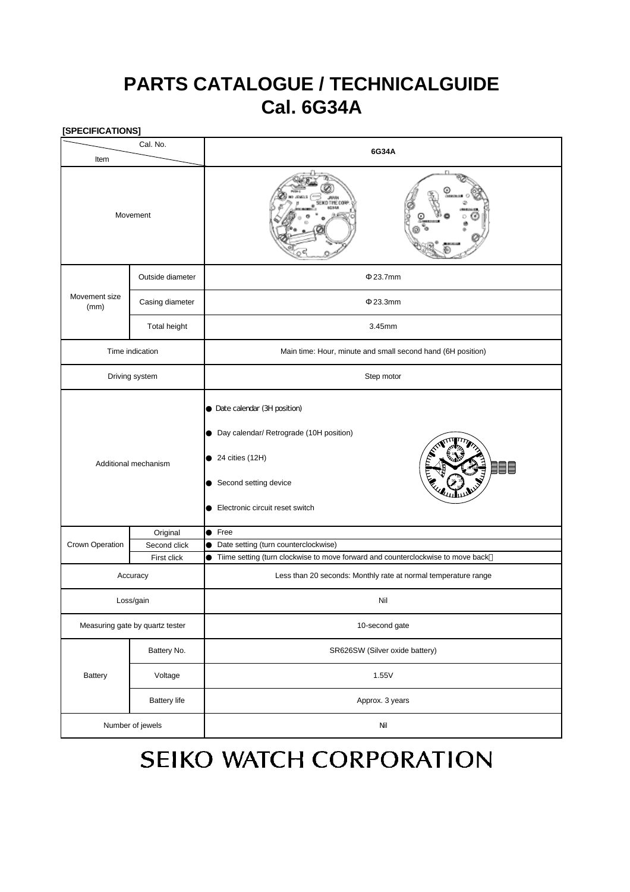# PARTS CATALOGUE / TECHNICALGUIDE
# Cal. 6G34A

**[SPECIFICATIONS]**

| Item \ Cal. No. | | 6G34A |
|---|---|---|
| Movement | | |
| Movement size (mm) | Outside diameter | Φ23.7mm |
| | Casing diameter | Φ23.3mm |
| | Total height | 3.45mm |
| Time indication | | Main time: Hour, minute and small second hand (6H position) |
| Driving system | | Step motor |
| Additional mechanism | | ● Date calendar (3H position)<br>● Day calendar/ Retrograde (10H position)<br>● 24 cities (12H)<br>● Second setting device<br>● Electronic circuit reset switch |
| Crown Operation | Original | ● Free |
| | Second click | ● Date setting (turn counterclockwise) |
| | First click | ● Tiime setting (turn clockwise to move forward and counterclockwise to move back) |
| Accuracy | | Less than 20 seconds: Monthly rate at normal temperature range |
| Loss/gain | | Nil |
| Measuring gate by quartz tester | | 10-second gate |
| Battery | Battery No. | SR626SW (Silver oxide battery) |
| | Voltage | 1.55V |
| | Battery life | Approx. 3 years |
| Number of jewels | | Nil |

SEIKO WATCH CORPORATION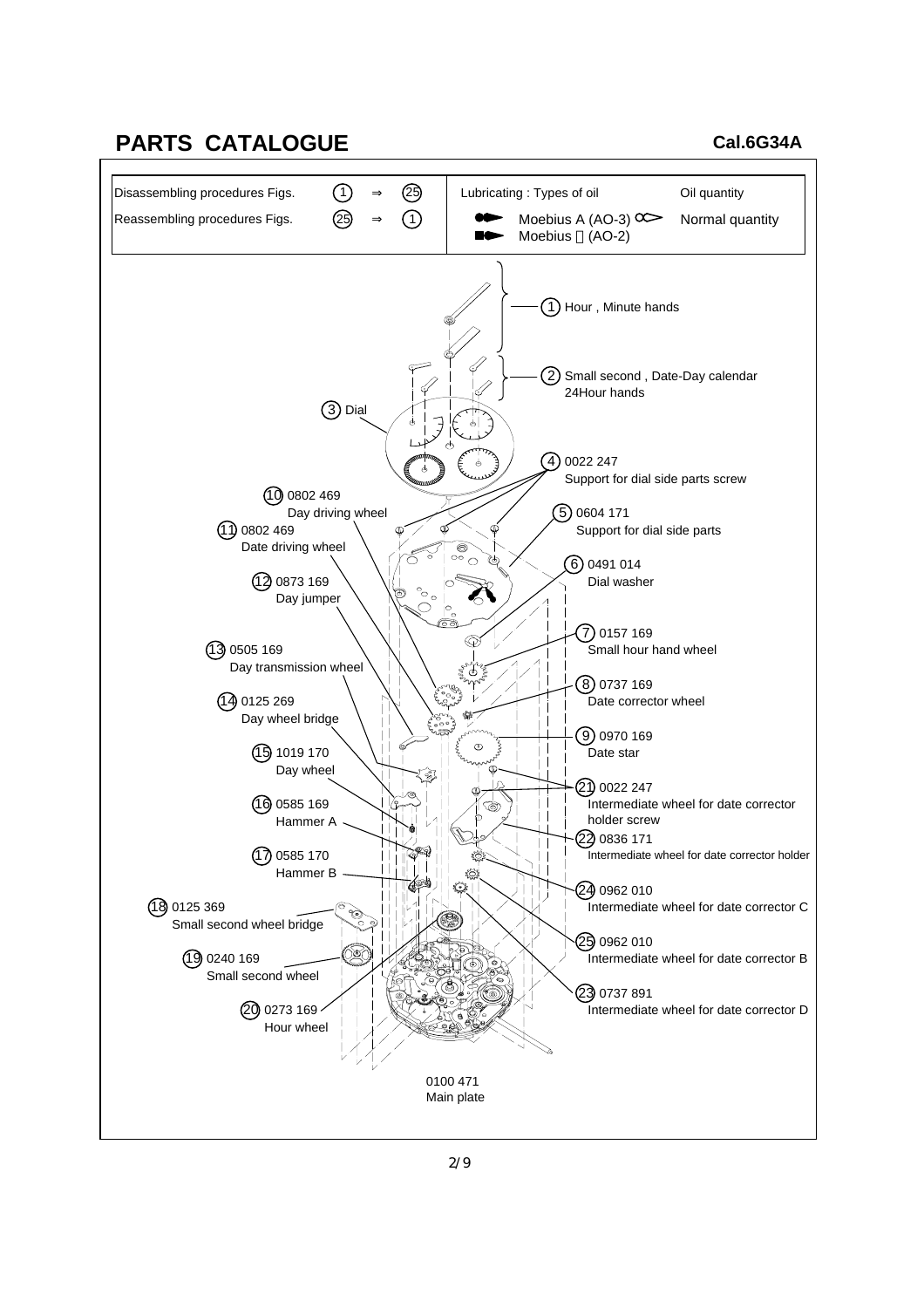# PARTS CATALOGUE

**Cal.6G34A**

| Disassembling procedures Figs. | ① ⇒ ㉕ | Lubricating : Types of oil | Oil quantity |
|---|---|---|---|
| Reassembling procedures Figs. | ㉕ ⇒ ① | Moebius A (AO-3) | Normal quantity |
| | | Moebius (AO-2) | |

① Hour , Minute hands

② Small second , Date-Day calendar 24Hour hands

③ Dial

④ 0022 247 Support for dial side parts screw

⑤ 0604 171 Support for dial side parts

⑥ 0491 014 Dial washer

⑦ 0157 169 Small hour hand wheel

⑧ 0737 169 Date corrector wheel

⑨ 0970 169 Date star

⑩ 0802 469 Day driving wheel

⑪ 0802 469 Date driving wheel

⑫ 0873 169 Day jumper

⑬ 0505 169 Day transmission wheel

⑭ 0125 269 Day wheel bridge

⑮ 1019 170 Day wheel

⑯ 0585 169 Hammer A

⑰ 0585 170 Hammer B

⑱ 0125 369 Small second wheel bridge

⑲ 0240 169 Small second wheel

⑳ 0273 169 Hour wheel

㉑ 0022 247 Intermediate wheel for date corrector holder screw

㉒ 0836 171 Intermediate wheel for date corrector holder

㉓ 0737 891 Intermediate wheel for date corrector D

㉔ 0962 010 Intermediate wheel for date corrector C

㉕ 0962 010 Intermediate wheel for date corrector B

0100 471 Main plate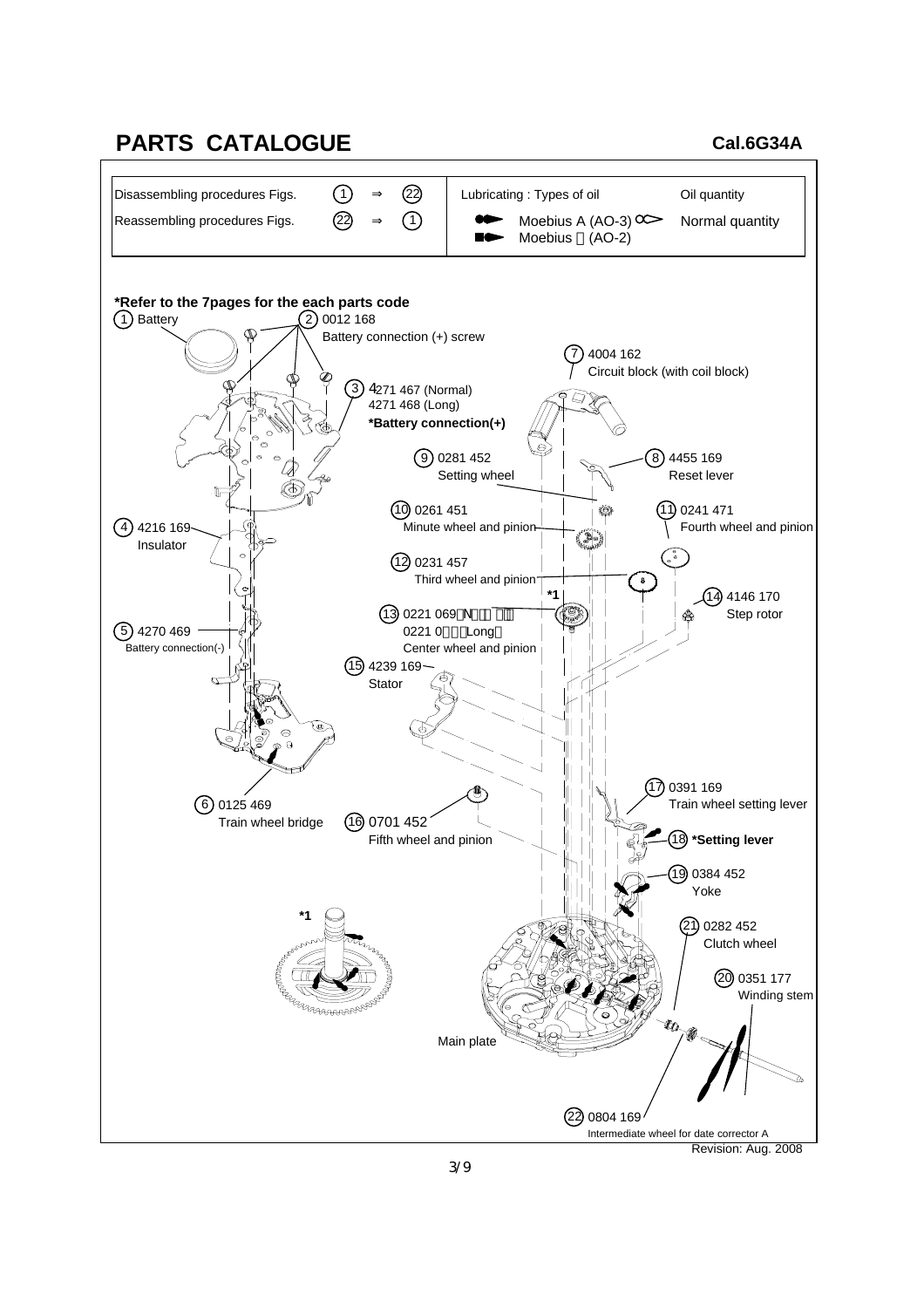# PARTS CATALOGUE

**Cal.6G34A**

| Disassembling procedures Figs. | 1 ⇒ 22 | Lubricating : Types of oil | | Oil quantity |
|---|---|---|---|---|
| Reassembling procedures Figs. | 22 ⇒ 1 | Moebius A (AO-3) | | Normal quantity |
| | | Moebius (AO-2) | | |

**\*Refer to the 7pages for the each parts code**

1. Battery
2. 0012 168 Battery connection (+) screw
3. 4271 467 (Normal) 4271 468 (Long) **\*Battery connection(+)**
4. 4216 169 Insulator
5. 4270 469 Battery connection(-)
6. 0125 469 Train wheel bridge
7. 4004 162 Circuit block (with coil block)
8. 4455 169 Reset lever
9. 0281 452 Setting wheel
10. 0261 451 Minute wheel and pinion
11. 0241 471 Fourth wheel and pinion
12. 0231 457 Third wheel and pinion
13. 0221 069 (N ) 0221 0 (Long) Center wheel and pinion \*1
14. 4146 170 Step rotor
15. 4239 169 Stator
16. 0701 452 Fifth wheel and pinion
17. 0391 169 Train wheel setting lever
18. **\*Setting lever**
19. 0384 452 Yoke
20. 0351 177 Winding stem
21. 0282 452 Clutch wheel
22. 0804 169 Intermediate wheel for date corrector A

\*1

Main plate

Revision: Aug. 2008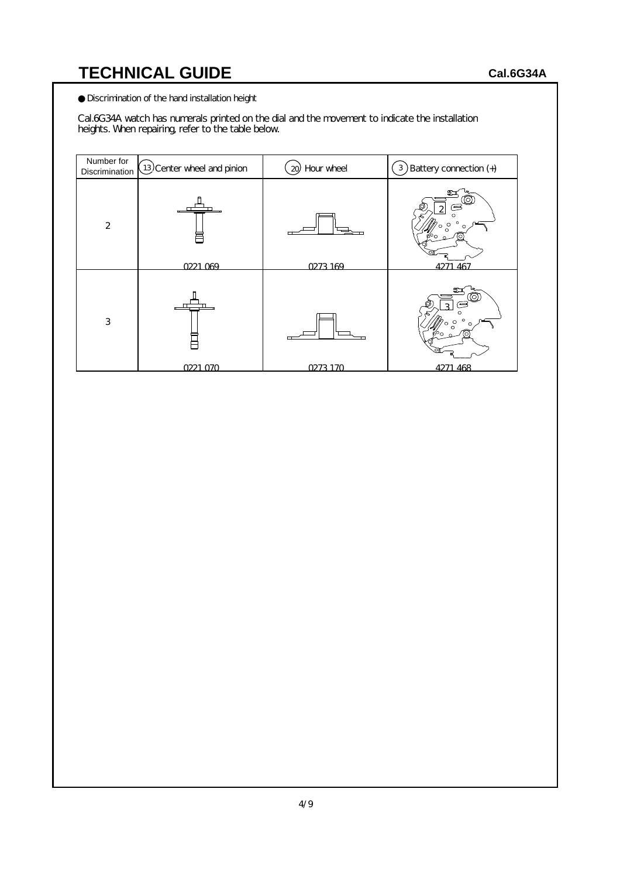● Discrimination of the hand installation height

Cal.6G34A watch has numerals printed on the dial and the movement to indicate the installation heights. When repairing, refer to the table below.

| Number for Discrimination | (13) Center wheel and pinion | (20) Hour wheel | (3) Battery connection (+) |
|---|---|---|---|
| 2 | 0221 069 | 0273 169 | 4271 467 |
| 3 | 0221 070 | 0273 170 | 4271 468 |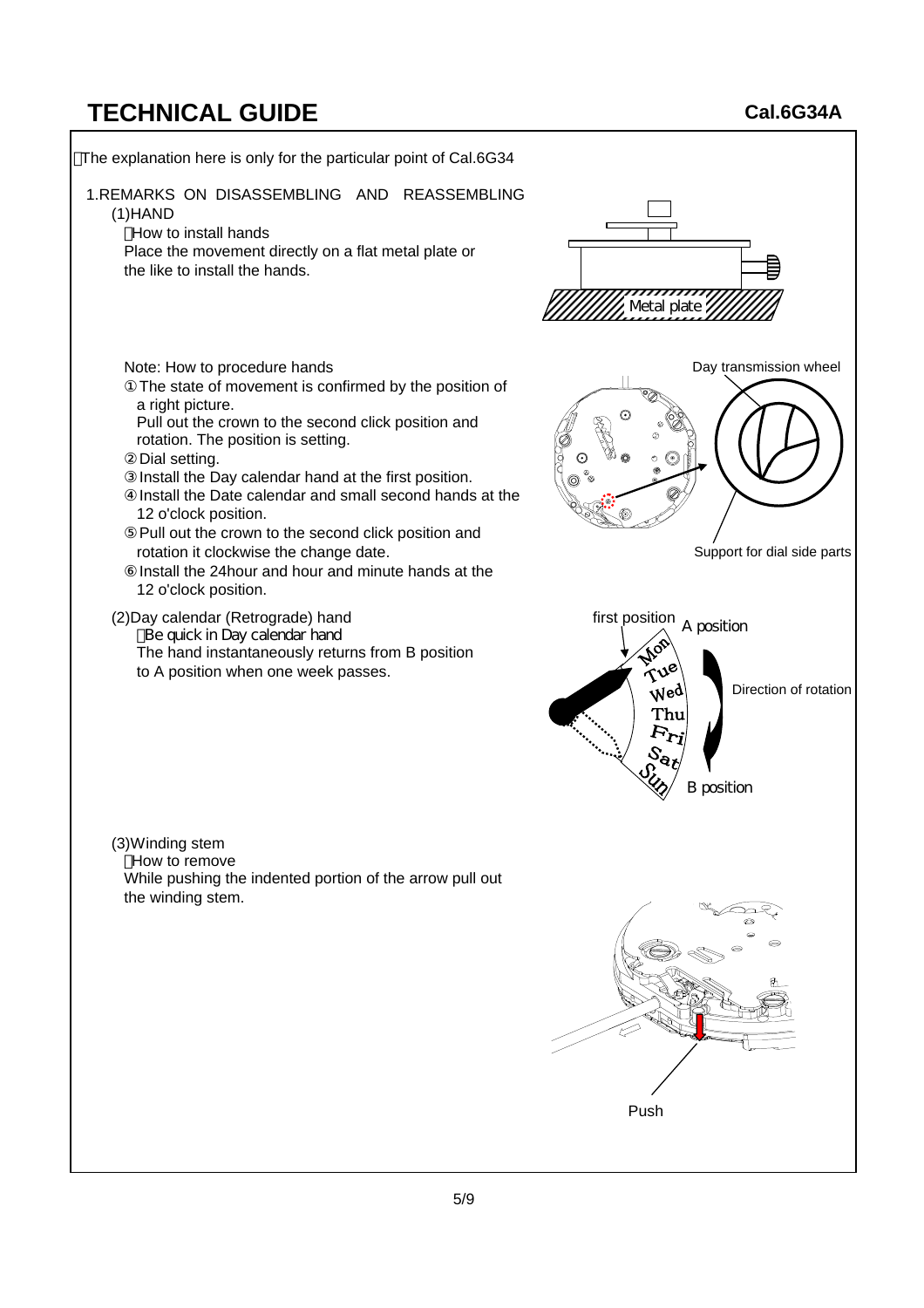# TECHNICAL GUIDE

**Cal.6G34A**

The explanation here is only for the particular point of Cal.6G34

## 1.REMARKS ON DISASSEMBLING AND REASSEMBLING

### (1)HAND

How to install hands

Place the movement directly on a flat metal plate or the like to install the hands.

Metal plate

Note: How to procedure hands

① The state of movement is confirmed by the position of a right picture.
Pull out the crown to the second click position and rotation. The position is setting.

② Dial setting.

③ Install the Day calendar hand at the first position.

④ Install the Date calendar and small second hands at the 12 o'clock position.

⑤ Pull out the crown to the second click position and rotation it clockwise the change date.

⑥ Install the 24hour and hour and minute hands at the 12 o'clock position.

Day transmission wheel

Support for dial side parts

### (2)Day calendar (Retrograde) hand

Be quick in Day calendar hand

The hand instantaneously returns from B position to A position when one week passes.

first position A position

Mon Tue Wed Thu Fri Sat Sun

Direction of rotation

B position

### (3)Winding stem

How to remove

While pushing the indented portion of the arrow pull out the winding stem.

Push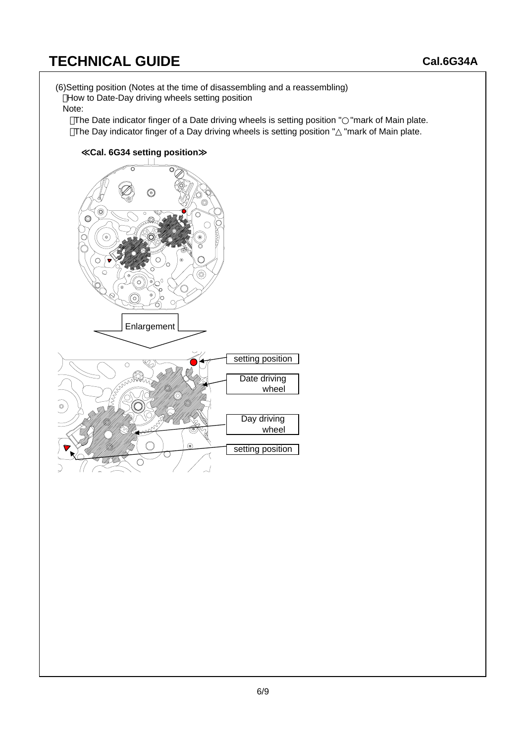# TECHNICAL GUIDE

**Cal.6G34A**

(6)Setting position (Notes at the time of disassembling and a reassembling)

・How to Date-Day driving wheels setting position

Note:

・The Date indicator finger of a Date driving wheels is setting position "○"mark of Main plate.

・The Day indicator finger of a Day driving wheels is setting position "△"mark of Main plate.

**≪Cal. 6G34 setting position≫**

Enlargement

setting position

Date driving wheel

Day driving wheel

setting position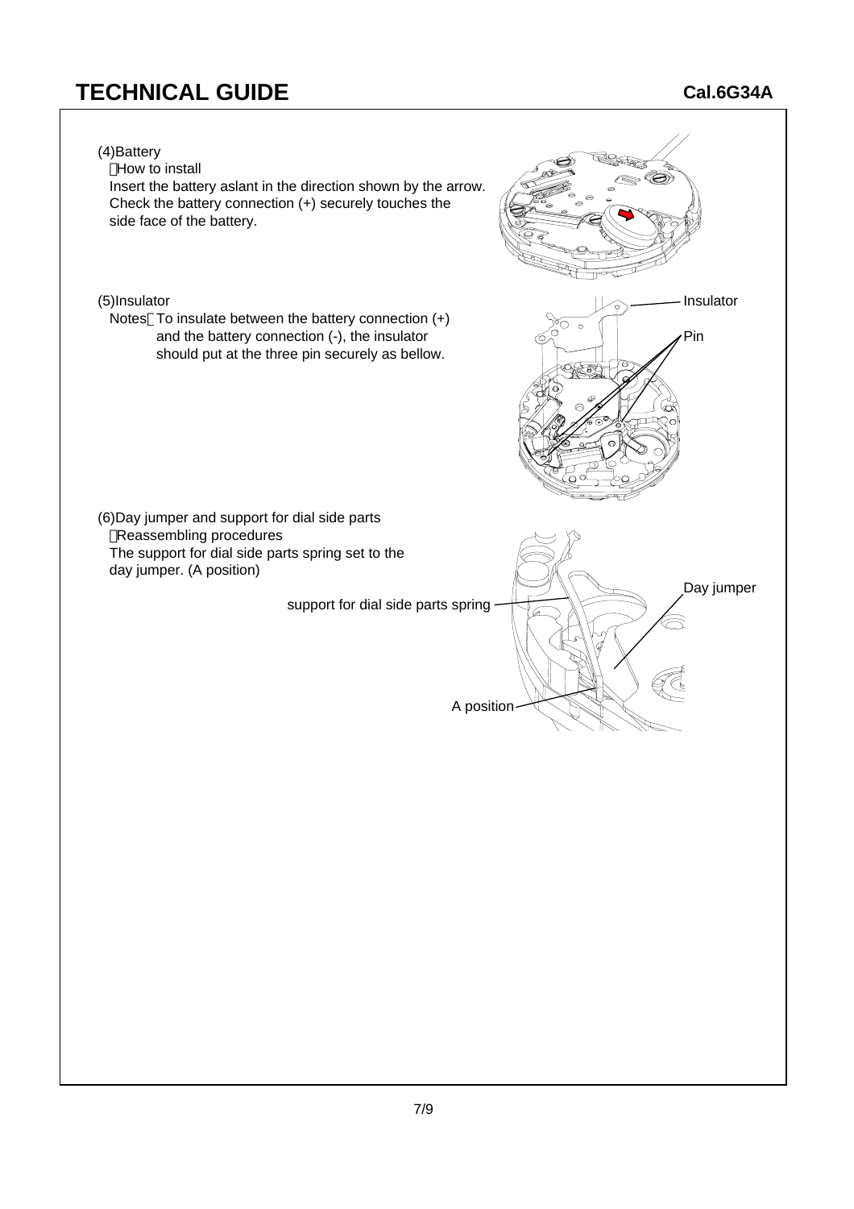## (4)Battery

・How to install

Insert the battery aslant in the direction shown by the arrow.
Check the battery connection (+) securely touches the side face of the battery.

## (5)Insulator

Notes：To insulate between the battery connection (+) and the battery connection (-), the insulator should put at the three pin securely as bellow.

Insulator

Pin

## (6)Day jumper and support for dial side parts

・Reassembling procedures

The support for dial side parts spring set to the day jumper. (A position)

support for dial side parts spring

Day jumper

A position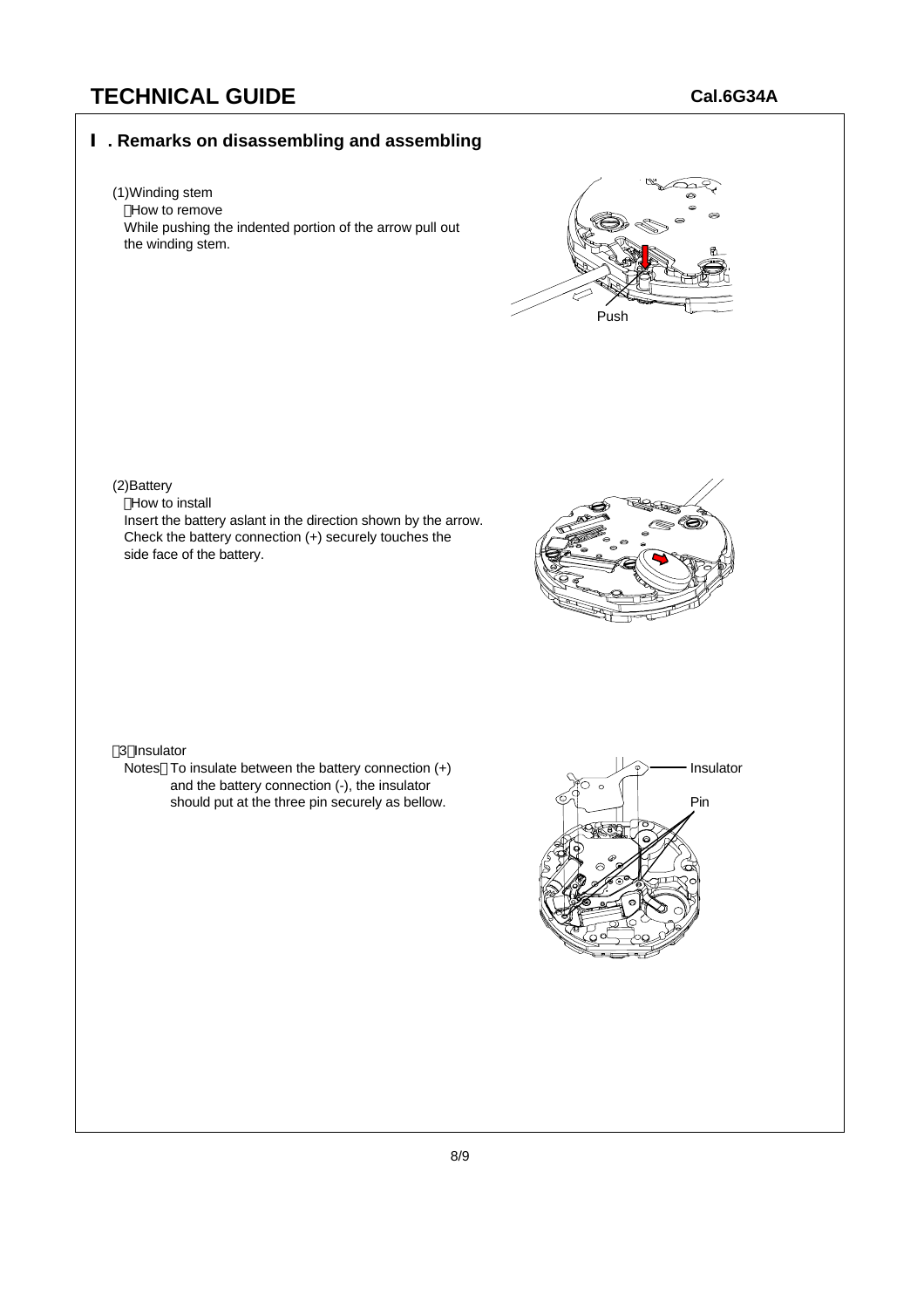# TECHNICAL GUIDE

**Cal.6G34A**

## Ⅰ. Remarks on disassembling and assembling

(1)Winding stem

・How to remove

While pushing the indented portion of the arrow pull out the winding stem.

Push

(2)Battery

・How to install

Insert the battery aslant in the direction shown by the arrow.
Check the battery connection (+) securely touches the side face of the battery.

(3)Insulator

Notes：To insulate between the battery connection (+) and the battery connection (-), the insulator should put at the three pin securely as bellow.

Insulator

Pin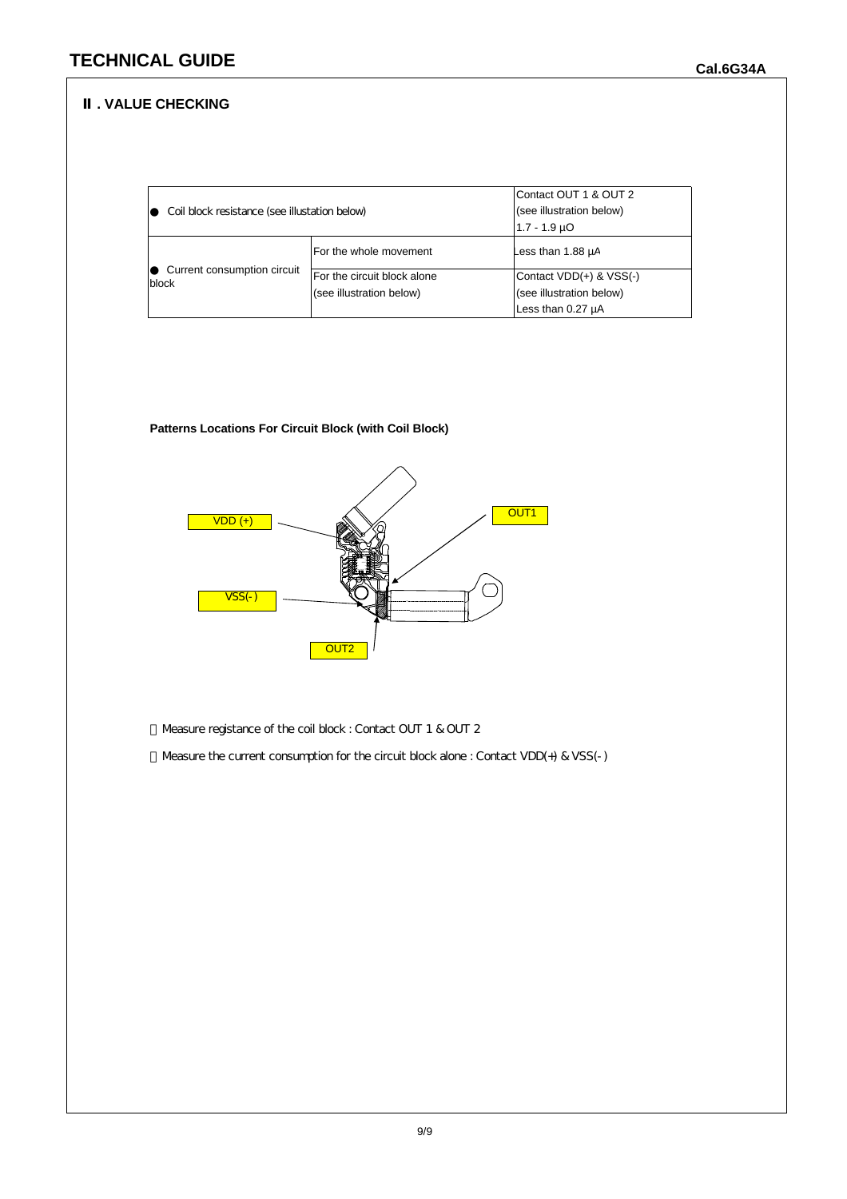## Ⅱ. VALUE CHECKING

| | | |
|---|---|---|
| ● Coil block resistance (see illustation below) | | Contact OUT 1 & OUT 2 (see illustration below) 1.7 - 1.9 μO |
| ● Current consumption circuit block | For the whole movement | Less than 1.88 μA |
| | For the circuit block alone (see illustration below) | Contact VDD(+) & VSS(-) (see illustration below) Less than 0.27 μA |

**Patterns Locations For Circuit Block (with Coil Block)**

VDD (+)

OUT1

VSS(-)

OUT2

・Measure registance of the coil block : Contact OUT 1 & OUT 2

・Measure the current consumption for the circuit block alone : Contact VDD(+) & VSS(-)